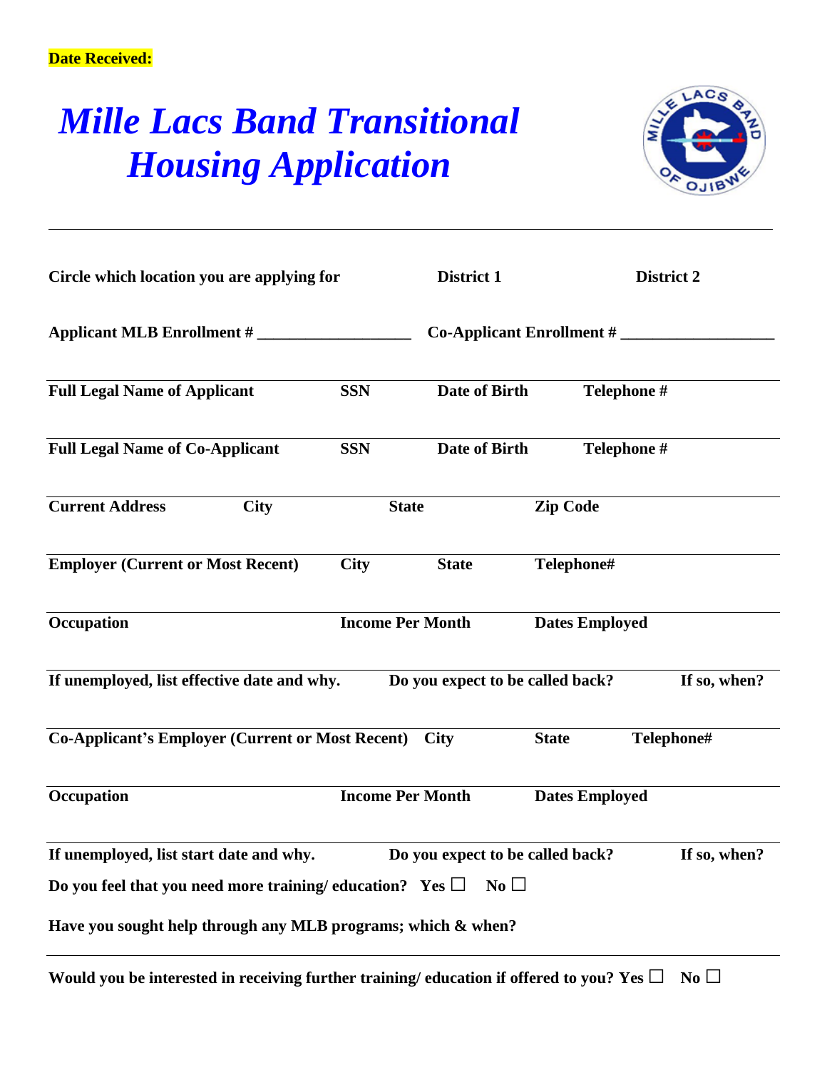**Date Received:**

# *Mille Lacs Band Transitional Housing Application*

---

**Circle which location you are applying for** **District 1** **District 2**

**Applicant MLB Enrollment # ___________________** **Co-Applicant Enrollment # ___________________**

| **Full Legal Name of Applicant** | **SSN** | **Date of Birth** | **Telephone #** |
|---|---|---|---|
| | | | |

| **Full Legal Name of Co-Applicant** | **SSN** | **Date of Birth** | **Telephone #** |
|---|---|---|---|
| | | | |

| **Current Address** | **City** | **State** | **Zip Code** |
|---|---|---|---|
| | | | |

| **Employer (Current or Most Recent)** | **City** | **State** | **Telephone#** |
|---|---|---|---|
| | | | |

| **Occupation** | **Income Per Month** | **Dates Employed** |
|---|---|---|
| | | |

| **If unemployed, list effective date and why.** | **Do you expect to be called back?** | **If so, when?** |
|---|---|---|
| | | |

| **Co-Applicant's Employer (Current or Most Recent)** | **City** | **State** | **Telephone#** |
|---|---|---|---|
| | | | |

| **Occupation** | **Income Per Month** | **Dates Employed** |
|---|---|---|
| | | |

| **If unemployed, list start date and why.** | **Do you expect to be called back?** | **If so, when?** |
|---|---|---|
| | | |

**Do you feel that you need more training/ education? Yes ☐ No ☐**

**Have you sought help through any MLB programs; which & when?**

---

**Would you be interested in receiving further training/ education if offered to you? Yes ☐ No ☐**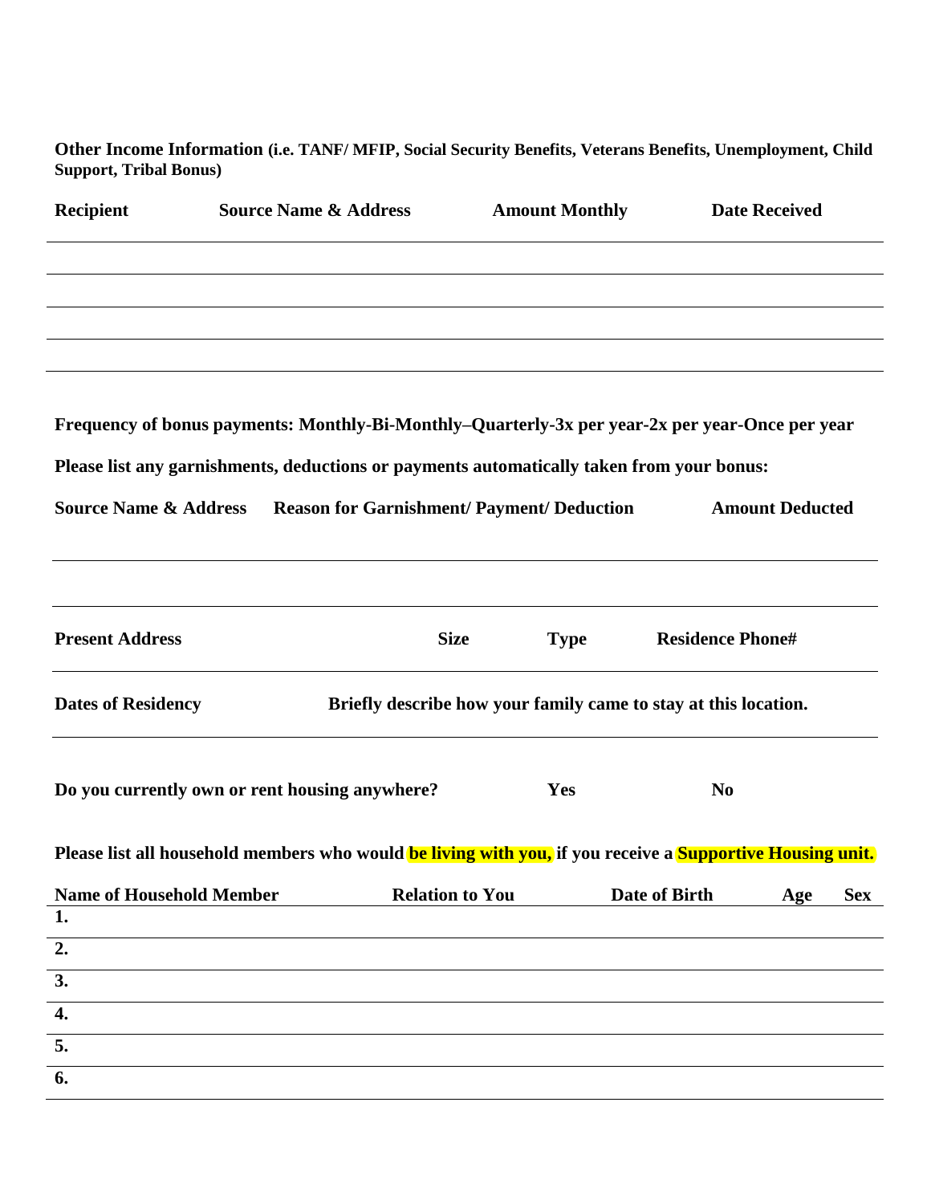**Other Income Information (i.e. TANF/ MFIP, Social Security Benefits, Veterans Benefits, Unemployment, Child Support, Tribal Bonus)**

| Recipient | Source Name & Address | Amount Monthly | Date Received |
|---|---|---|---|
| | | | |
| | | | |
| | | | |
| | | | |

**Frequency of bonus payments: Monthly-Bi-Monthly–Quarterly-3x per year-2x per year-Once per year**

**Please list any garnishments, deductions or payments automatically taken from your bonus:**

| Source Name & Address | Reason for Garnishment/ Payment/ Deduction | Amount Deducted |
|---|---|---|
| | | |
| | | |

| Present Address | Size | Type | Residence Phone# |
|---|---|---|---|
| | | | |

| Dates of Residency | Briefly describe how your family came to stay at this location. |
|---|---|
| | |

**Do you currently own or rent housing anywhere? Yes No**

**Please list all household members who would be living with you, if you receive a Supportive Housing unit.**

| Name of Household Member | Relation to You | Date of Birth | Age | Sex |
|---|---|---|---|---|
| 1. | | | | |
| 2. | | | | |
| 3. | | | | |
| 4. | | | | |
| 5. | | | | |
| 6. | | | | |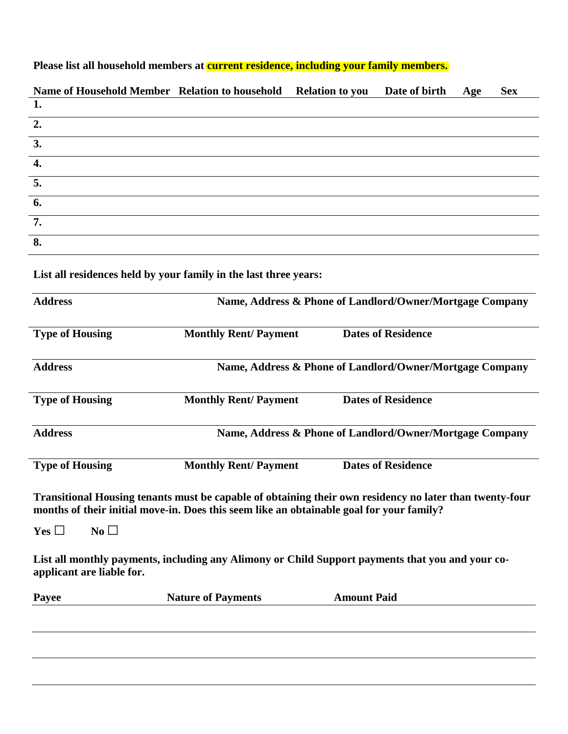**Please list all household members at current residence, including your family members.**

| Name of Household Member | Relation to household | Relation to you | Date of birth | Age | Sex |
|---|---|---|---|---|---|
| 1. | | | | | |
| 2. | | | | | |
| 3. | | | | | |
| 4. | | | | | |
| 5. | | | | | |
| 6. | | | | | |
| 7. | | | | | |
| 8. | | | | | |

**List all residences held by your family in the last three years:**

| Address | | Name, Address & Phone of Landlord/Owner/Mortgage Company |
|---|---|---|
| **Type of Housing** | **Monthly Rent/ Payment** | **Dates of Residence** |

| Address | | Name, Address & Phone of Landlord/Owner/Mortgage Company |
|---|---|---|
| **Type of Housing** | **Monthly Rent/ Payment** | **Dates of Residence** |

| Address | | Name, Address & Phone of Landlord/Owner/Mortgage Company |
|---|---|---|
| **Type of Housing** | **Monthly Rent/ Payment** | **Dates of Residence** |

**Transitional Housing tenants must be capable of obtaining their own residency no later than twenty-four months of their initial move-in. Does this seem like an obtainable goal for your family?**

**Yes** ☐ **No** ☐

**List all monthly payments, including any Alimony or Child Support payments that you and your co-applicant are liable for.**

| Payee | Nature of Payments | Amount Paid |
|---|---|---|
| | | |
| | | |
| | | |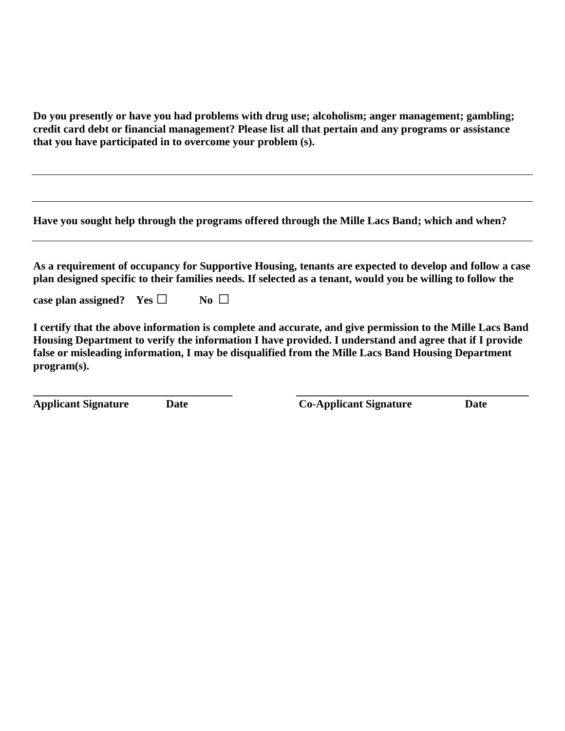**Do you presently or have you had problems with drug use; alcoholism; anger management; gambling; credit card debt or financial management? Please list all that pertain and any programs or assistance that you have participated in to overcome your problem (s).**

---

---

**Have you sought help through the programs offered through the Mille Lacs Band; which and when?**

---

**As a requirement of occupancy for Supportive Housing, tenants are expected to develop and follow a case plan designed specific to their families needs. If selected as a tenant, would you be willing to follow the case plan assigned? Yes ☐ No ☐**

**I certify that the above information is complete and accurate, and give permission to the Mille Lacs Band Housing Department to verify the information I have provided. I understand and agree that if I provide false or misleading information, I may be disqualified from the Mille Lacs Band Housing Department program(s).**

_____________________________________ _____________________________________

**Applicant Signature Date** **Co-Applicant Signature Date**